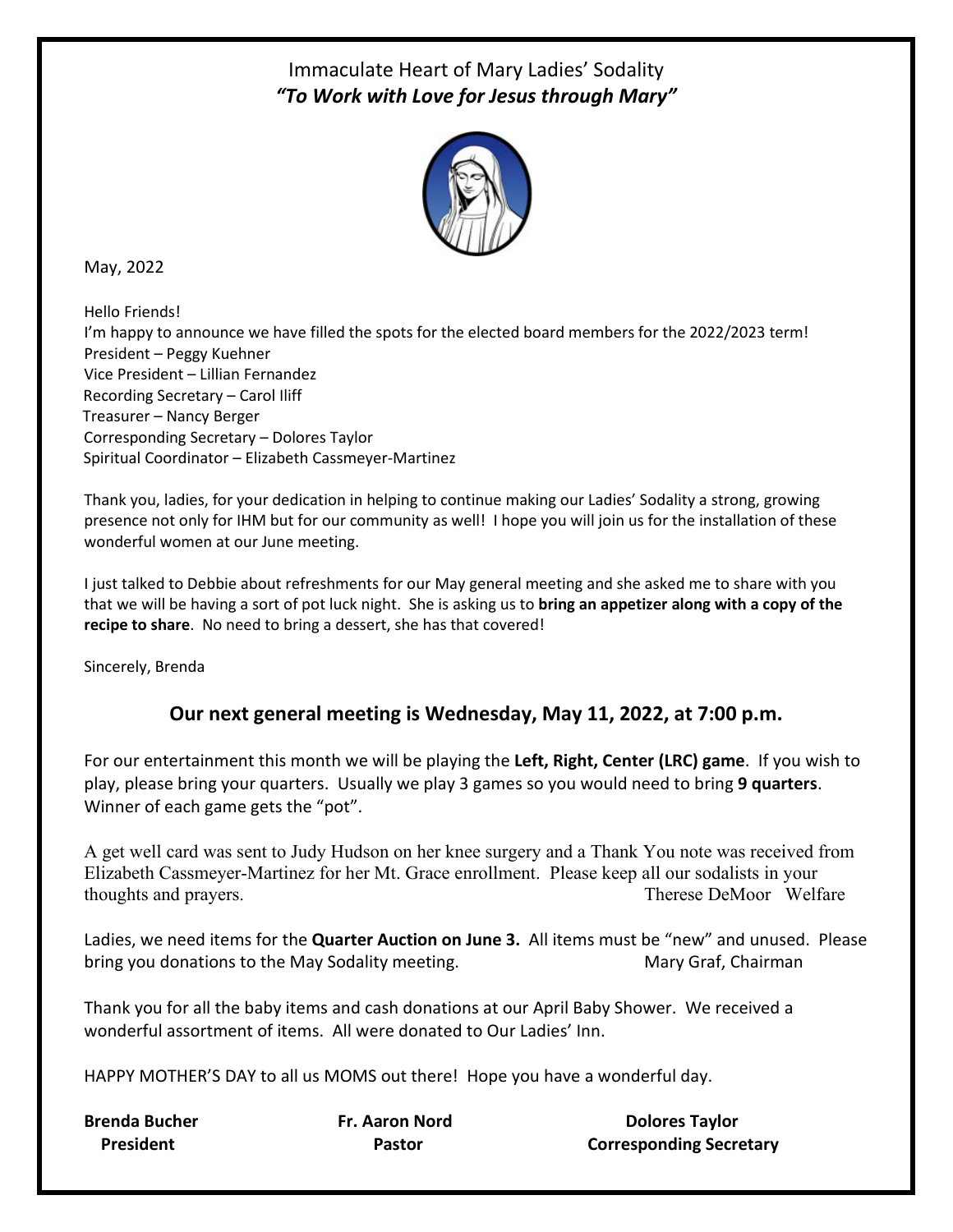# Immaculate Heart of Mary Ladies' Sodality

***"To Work with Love for Jesus through Mary"***

May, 2022

Hello Friends!
I'm happy to announce we have filled the spots for the elected board members for the 2022/2023 term!
President – Peggy Kuehner
Vice President – Lillian Fernandez
Recording Secretary – Carol Iliff
Treasurer – Nancy Berger
Corresponding Secretary – Dolores Taylor
Spiritual Coordinator – Elizabeth Cassmeyer-Martinez

Thank you, ladies, for your dedication in helping to continue making our Ladies' Sodality a strong, growing presence not only for IHM but for our community as well! I hope you will join us for the installation of these wonderful women at our June meeting.

I just talked to Debbie about refreshments for our May general meeting and she asked me to share with you that we will be having a sort of pot luck night. She is asking us to **bring an appetizer along with a copy of the recipe to share**. No need to bring a dessert, she has that covered!

Sincerely, Brenda

## Our next general meeting is Wednesday, May 11, 2022, at 7:00 p.m.

For our entertainment this month we will be playing the **Left, Right, Center (LRC) game**. If you wish to play, please bring your quarters. Usually we play 3 games so you would need to bring **9 quarters**. Winner of each game gets the "pot".

A get well card was sent to Judy Hudson on her knee surgery and a Thank You note was received from Elizabeth Cassmeyer-Martinez for her Mt. Grace enrollment. Please keep all our sodalists in your thoughts and prayers. Therese DeMoor Welfare

Ladies, we need items for the **Quarter Auction on June 3.** All items must be "new" and unused. Please bring you donations to the May Sodality meeting. Mary Graf, Chairman

Thank you for all the baby items and cash donations at our April Baby Shower. We received a wonderful assortment of items. All were donated to Our Ladies' Inn.

HAPPY MOTHER'S DAY to all us MOMS out there! Hope you have a wonderful day.

**Brenda Bucher**
**President**

**Fr. Aaron Nord**
**Pastor**

**Dolores Taylor**
**Corresponding Secretary**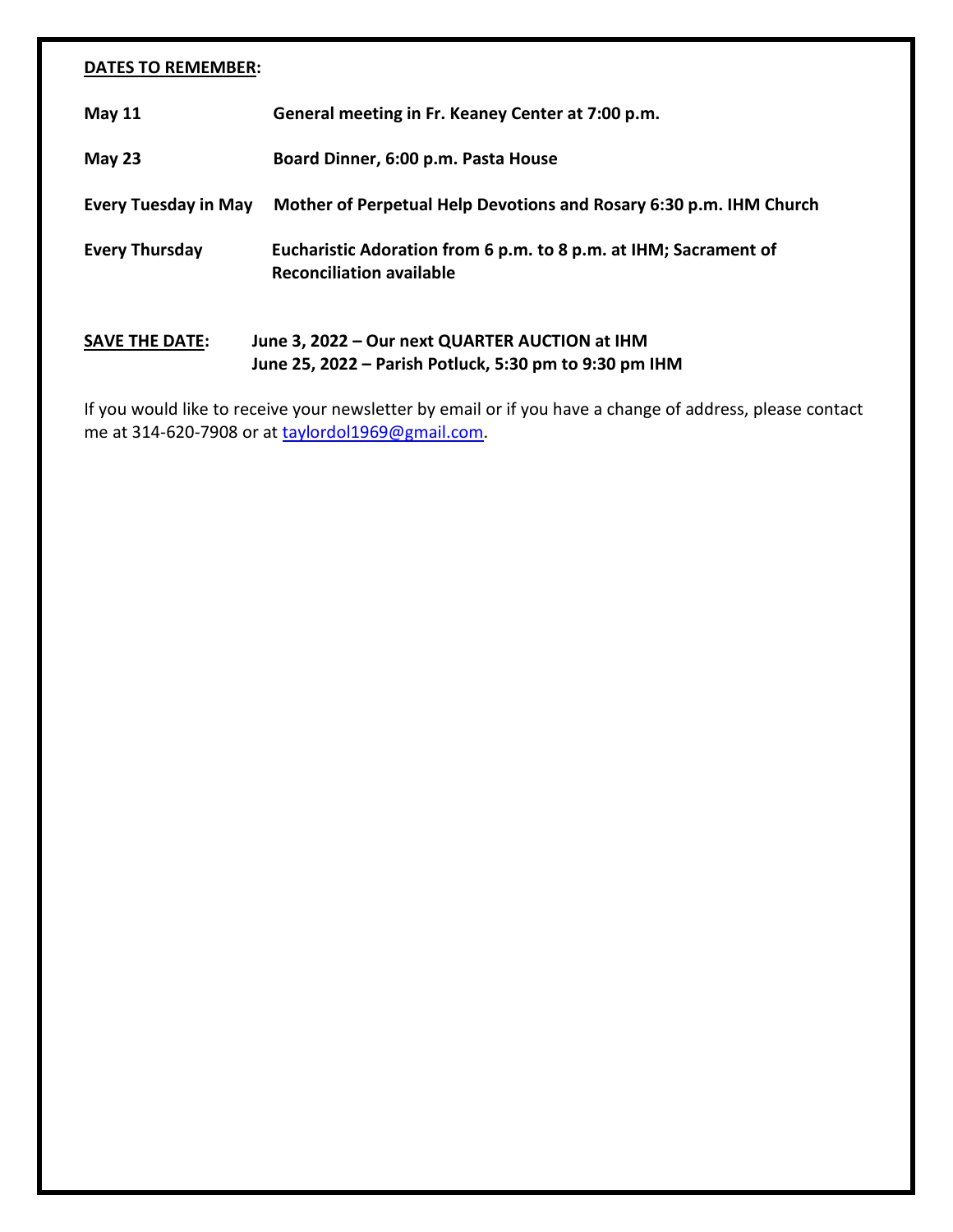**DATES TO REMEMBER:**

| | |
|---|---|
| **May 11** | **General meeting in Fr. Keaney Center at 7:00 p.m.** |
| **May 23** | **Board Dinner, 6:00 p.m. Pasta House** |
| **Every Tuesday in May** | **Mother of Perpetual Help Devotions and Rosary 6:30 p.m. IHM Church** |
| **Every Thursday** | **Eucharistic Adoration from 6 p.m. to 8 p.m. at IHM; Sacrament of Reconciliation available** |

**SAVE THE DATE:** **June 3, 2022 – Our next QUARTER AUCTION at IHM**
**June 25, 2022 – Parish Potluck, 5:30 pm to 9:30 pm IHM**

If you would like to receive your newsletter by email or if you have a change of address, please contact me at 314-620-7908 or at taylordol1969@gmail.com.